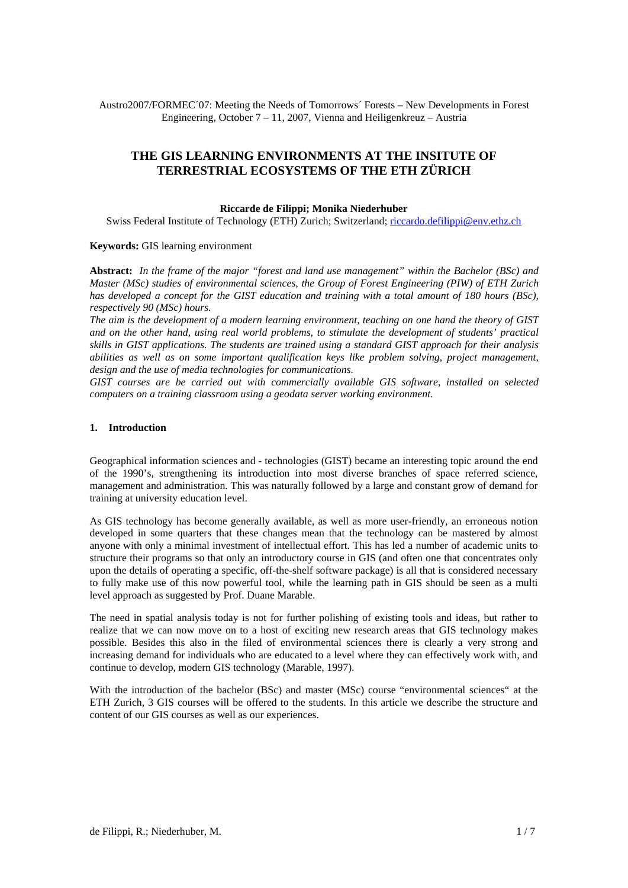Austro2007/FORMEC´07: Meeting the Needs of Tomorrows´ Forests – New Developments in Forest Engineering, October 7 – 11, 2007, Vienna and Heiligenkreuz – Austria

# THE GIS LEARNING ENVIRONMENTS AT THE INSITUTE OF TERRESTRIAL ECOSYSTEMS OF THE ETH ZÜRICH

**Riccarde de Filippi; Monika Niederhuber**

Swiss Federal Institute of Technology (ETH) Zurich; Switzerland; riccardo.defilippi@env.ethz.ch

**Keywords:** GIS learning environment

**Abstract:** *In the frame of the major "forest and land use management" within the Bachelor (BSc) and Master (MSc) studies of environmental sciences, the Group of Forest Engineering (PIW) of ETH Zurich has developed a concept for the GIST education and training with a total amount of 180 hours (BSc), respectively 90 (MSc) hours.*

*The aim is the development of a modern learning environment, teaching on one hand the theory of GIST and on the other hand, using real world problems, to stimulate the development of students' practical skills in GIST applications. The students are trained using a standard GIST approach for their analysis abilities as well as on some important qualification keys like problem solving, project management, design and the use of media technologies for communications.*

*GIST courses are be carried out with commercially available GIS software, installed on selected computers on a training classroom using a geodata server working environment.*

## 1. Introduction

Geographical information sciences and - technologies (GIST) became an interesting topic around the end of the 1990's, strengthening its introduction into most diverse branches of space referred science, management and administration. This was naturally followed by a large and constant grow of demand for training at university education level.

As GIS technology has become generally available, as well as more user-friendly, an erroneous notion developed in some quarters that these changes mean that the technology can be mastered by almost anyone with only a minimal investment of intellectual effort. This has led a number of academic units to structure their programs so that only an introductory course in GIS (and often one that concentrates only upon the details of operating a specific, off-the-shelf software package) is all that is considered necessary to fully make use of this now powerful tool, while the learning path in GIS should be seen as a multi level approach as suggested by Prof. Duane Marable.

The need in spatial analysis today is not for further polishing of existing tools and ideas, but rather to realize that we can now move on to a host of exciting new research areas that GIS technology makes possible. Besides this also in the filed of environmental sciences there is clearly a very strong and increasing demand for individuals who are educated to a level where they can effectively work with, and continue to develop, modern GIS technology (Marable, 1997).

With the introduction of the bachelor (BSc) and master (MSc) course "environmental sciences" at the ETH Zurich, 3 GIS courses will be offered to the students. In this article we describe the structure and content of our GIS courses as well as our experiences.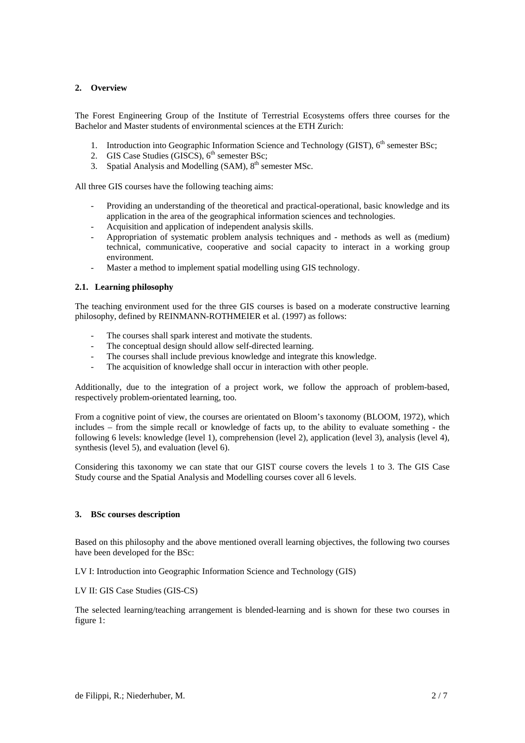## 2. Overview

The Forest Engineering Group of the Institute of Terrestrial Ecosystems offers three courses for the Bachelor and Master students of environmental sciences at the ETH Zurich:

1. Introduction into Geographic Information Science and Technology (GIST), 6th semester BSc;
2. GIS Case Studies (GISCS), 6th semester BSc;
3. Spatial Analysis and Modelling (SAM), 8th semester MSc.

All three GIS courses have the following teaching aims:

- Providing an understanding of the theoretical and practical-operational, basic knowledge and its application in the area of the geographical information sciences and technologies.
- Acquisition and application of independent analysis skills.
- Appropriation of systematic problem analysis techniques and - methods as well as (medium) technical, communicative, cooperative and social capacity to interact in a working group environment.
- Master a method to implement spatial modelling using GIS technology.

### 2.1. Learning philosophy

The teaching environment used for the three GIS courses is based on a moderate constructive learning philosophy, defined by REINMANN-ROTHMEIER et al. (1997) as follows:

- The courses shall spark interest and motivate the students.
- The conceptual design should allow self-directed learning.
- The courses shall include previous knowledge and integrate this knowledge.
- The acquisition of knowledge shall occur in interaction with other people.

Additionally, due to the integration of a project work, we follow the approach of problem-based, respectively problem-orientated learning, too.

From a cognitive point of view, the courses are orientated on Bloom's taxonomy (BLOOM, 1972), which includes – from the simple recall or knowledge of facts up, to the ability to evaluate something - the following 6 levels: knowledge (level 1), comprehension (level 2), application (level 3), analysis (level 4), synthesis (level 5), and evaluation (level 6).

Considering this taxonomy we can state that our GIST course covers the levels 1 to 3. The GIS Case Study course and the Spatial Analysis and Modelling courses cover all 6 levels.

## 3. BSc courses description

Based on this philosophy and the above mentioned overall learning objectives, the following two courses have been developed for the BSc:

LV I: Introduction into Geographic Information Science and Technology (GIS)

LV II: GIS Case Studies (GIS-CS)

The selected learning/teaching arrangement is blended-learning and is shown for these two courses in figure 1: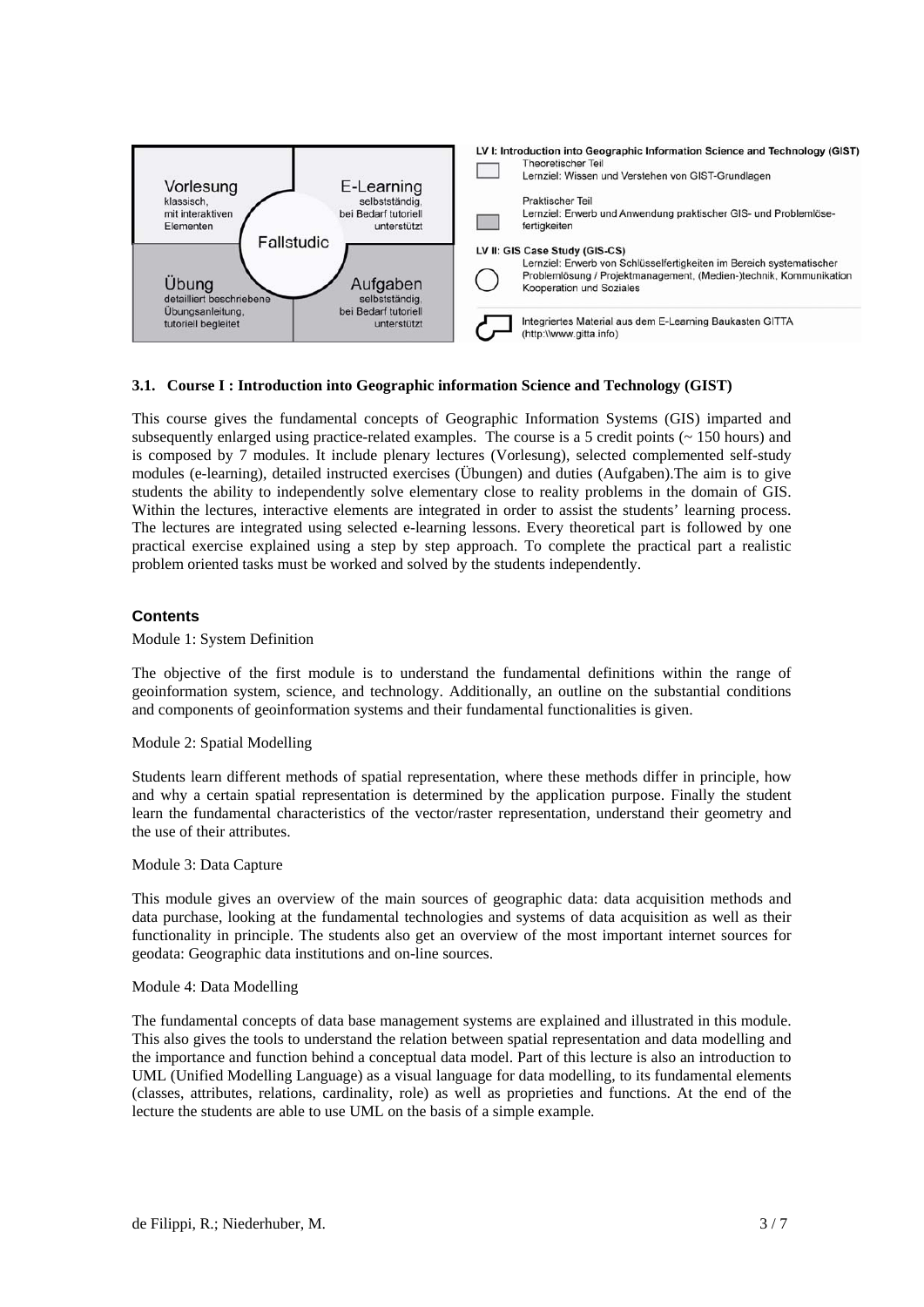| Vorlesung klassisch, mit interaktiven Elementen | E-Learning selbstständig, bei Bedarf tutoriell unterstützt |
| --- | --- |
| Übung detailliert beschriebene Übungsanleitung, tutoriell begleitet | Aufgaben selbstständig, bei Bedarf tutoriell unterstützt |

Fallstudie

**LV I: Introduction into Geographic Information Science and Technology (GIST)**

- Theoretischer Teil – Lernziel: Wissen und Verstehen von GIST-Grundlagen
- Praktischer Teil – Lernziel: Erwerb und Anwendung praktischer GIS- und Problemlöse-fertigkeiten

**LV II: GIS Case Study (GIS-CS)**

- Lernziel: Erwerb von Schlüsselfertigkeiten im Bereich systematischer Problemlösung / Projektmanagement, (Medien-)technik, Kommunikation Kooperation und Soziales
- Integriertes Material aus dem E-Learning Baukasten GITTA (http:\\www.gitta.info)

### 3.1. Course I : Introduction into Geographic information Science and Technology (GIST)

This course gives the fundamental concepts of Geographic Information Systems (GIS) imparted and subsequently enlarged using practice-related examples. The course is a 5 credit points (~ 150 hours) and is composed by 7 modules. It include plenary lectures (Vorlesung), selected complemented self-study modules (e-learning), detailed instructed exercises (Übungen) and duties (Aufgaben).The aim is to give students the ability to independently solve elementary close to reality problems in the domain of GIS. Within the lectures, interactive elements are integrated in order to assist the students' learning process. The lectures are integrated using selected e-learning lessons. Every theoretical part is followed by one practical exercise explained using a step by step approach. To complete the practical part a realistic problem oriented tasks must be worked and solved by the students independently.

#### Contents

Module 1: System Definition

The objective of the first module is to understand the fundamental definitions within the range of geoinformation system, science, and technology. Additionally, an outline on the substantial conditions and components of geoinformation systems and their fundamental functionalities is given.

Module 2: Spatial Modelling

Students learn different methods of spatial representation, where these methods differ in principle, how and why a certain spatial representation is determined by the application purpose. Finally the student learn the fundamental characteristics of the vector/raster representation, understand their geometry and the use of their attributes.

Module 3: Data Capture

This module gives an overview of the main sources of geographic data: data acquisition methods and data purchase, looking at the fundamental technologies and systems of data acquisition as well as their functionality in principle. The students also get an overview of the most important internet sources for geodata: Geographic data institutions and on-line sources.

Module 4: Data Modelling

The fundamental concepts of data base management systems are explained and illustrated in this module. This also gives the tools to understand the relation between spatial representation and data modelling and the importance and function behind a conceptual data model. Part of this lecture is also an introduction to UML (Unified Modelling Language) as a visual language for data modelling, to its fundamental elements (classes, attributes, relations, cardinality, role) as well as proprieties and functions. At the end of the lecture the students are able to use UML on the basis of a simple example.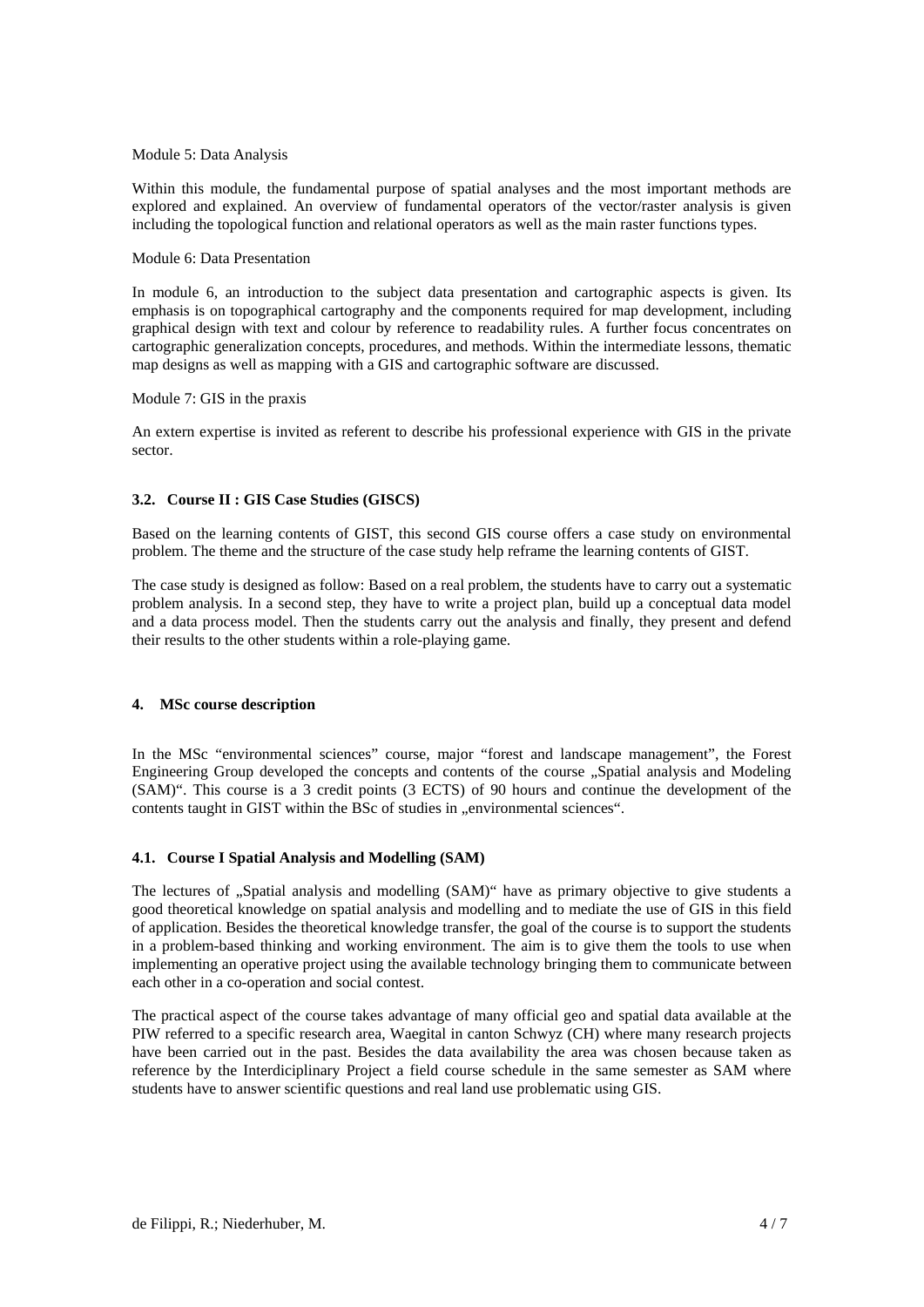Module 5: Data Analysis

Within this module, the fundamental purpose of spatial analyses and the most important methods are explored and explained. An overview of fundamental operators of the vector/raster analysis is given including the topological function and relational operators as well as the main raster functions types.

Module 6: Data Presentation

In module 6, an introduction to the subject data presentation and cartographic aspects is given. Its emphasis is on topographical cartography and the components required for map development, including graphical design with text and colour by reference to readability rules. A further focus concentrates on cartographic generalization concepts, procedures, and methods. Within the intermediate lessons, thematic map designs as well as mapping with a GIS and cartographic software are discussed.

Module 7: GIS in the praxis

An extern expertise is invited as referent to describe his professional experience with GIS in the private sector.

### 3.2. Course II : GIS Case Studies (GISCS)

Based on the learning contents of GIST, this second GIS course offers a case study on environmental problem. The theme and the structure of the case study help reframe the learning contents of GIST.

The case study is designed as follow: Based on a real problem, the students have to carry out a systematic problem analysis. In a second step, they have to write a project plan, build up a conceptual data model and a data process model. Then the students carry out the analysis and finally, they present and defend their results to the other students within a role-playing game.

## 4. MSc course description

In the MSc "environmental sciences" course, major "forest and landscape management", the Forest Engineering Group developed the concepts and contents of the course „Spatial analysis and Modeling (SAM)". This course is a 3 credit points (3 ECTS) of 90 hours and continue the development of the contents taught in GIST within the BSc of studies in „environmental sciences".

### 4.1. Course I Spatial Analysis and Modelling (SAM)

The lectures of „Spatial analysis and modelling (SAM)" have as primary objective to give students a good theoretical knowledge on spatial analysis and modelling and to mediate the use of GIS in this field of application. Besides the theoretical knowledge transfer, the goal of the course is to support the students in a problem-based thinking and working environment. The aim is to give them the tools to use when implementing an operative project using the available technology bringing them to communicate between each other in a co-operation and social contest.

The practical aspect of the course takes advantage of many official geo and spatial data available at the PIW referred to a specific research area, Waegital in canton Schwyz (CH) where many research projects have been carried out in the past. Besides the data availability the area was chosen because taken as reference by the Interdiciplinary Project a field course schedule in the same semester as SAM where students have to answer scientific questions and real land use problematic using GIS.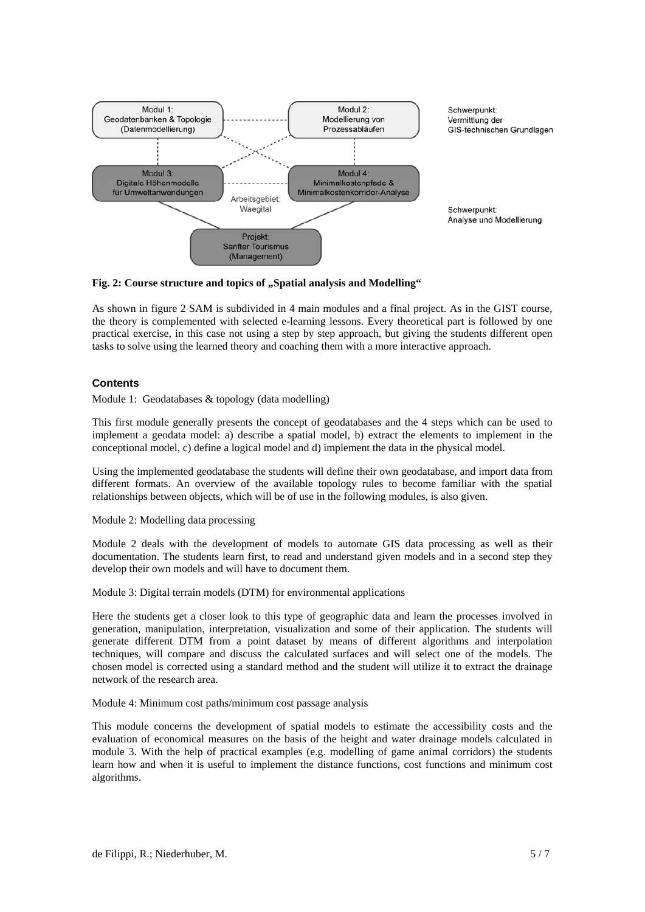**Fig. 2: Course structure and topics of „Spatial analysis and Modelling“**

As shown in figure 2 SAM is subdivided in 4 main modules and a final project. As in the GIST course, the theory is complemented with selected e-learning lessons. Every theoretical part is followed by one practical exercise, in this case not using a step by step approach, but giving the students different open tasks to solve using the learned theory and coaching them with a more interactive approach.

### Contents

Module 1: Geodatabases & topology (data modelling)

This first module generally presents the concept of geodatabases and the 4 steps which can be used to implement a geodata model: a) describe a spatial model, b) extract the elements to implement in the conceptional model, c) define a logical model and d) implement the data in the physical model.

Using the implemented geodatabase the students will define their own geodatabase, and import data from different formats. An overview of the available topology rules to become familiar with the spatial relationships between objects, which will be of use in the following modules, is also given.

Module 2: Modelling data processing

Module 2 deals with the development of models to automate GIS data processing as well as their documentation. The students learn first, to read and understand given models and in a second step they develop their own models and will have to document them.

Module 3: Digital terrain models (DTM) for environmental applications

Here the students get a closer look to this type of geographic data and learn the processes involved in generation, manipulation, interpretation, visualization and some of their application. The students will generate different DTM from a point dataset by means of different algorithms and interpolation techniques, will compare and discuss the calculated surfaces and will select one of the models. The chosen model is corrected using a standard method and the student will utilize it to extract the drainage network of the research area.

Module 4: Minimum cost paths/minimum cost passage analysis

This module concerns the development of spatial models to estimate the accessibility costs and the evaluation of economical measures on the basis of the height and water drainage models calculated in module 3. With the help of practical examples (e.g. modelling of game animal corridors) the students learn how and when it is useful to implement the distance functions, cost functions and minimum cost algorithms.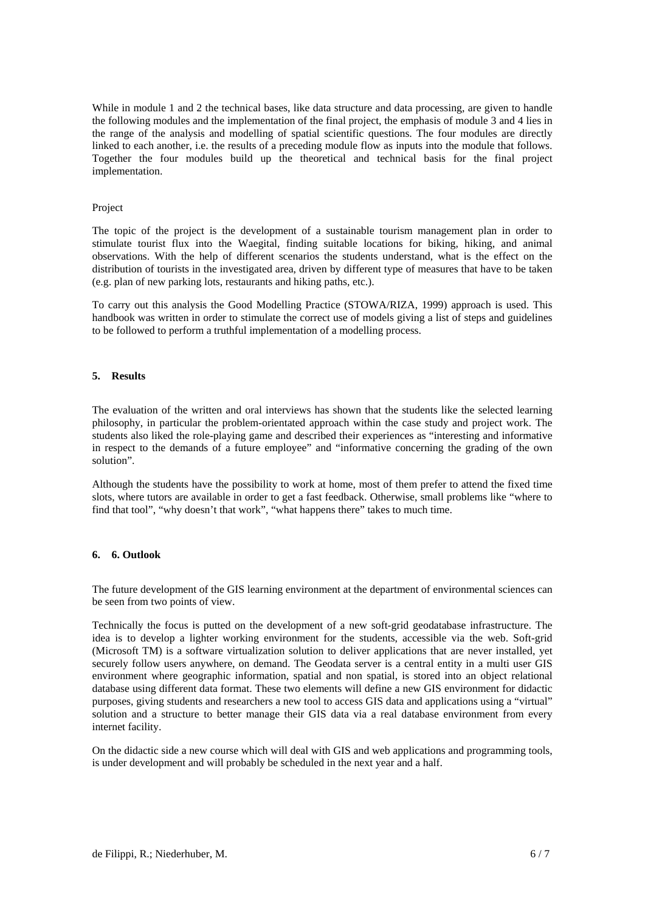While in module 1 and 2 the technical bases, like data structure and data processing, are given to handle the following modules and the implementation of the final project, the emphasis of module 3 and 4 lies in the range of the analysis and modelling of spatial scientific questions. The four modules are directly linked to each another, i.e. the results of a preceding module flow as inputs into the module that follows. Together the four modules build up the theoretical and technical basis for the final project implementation.

Project

The topic of the project is the development of a sustainable tourism management plan in order to stimulate tourist flux into the Waegital, finding suitable locations for biking, hiking, and animal observations. With the help of different scenarios the students understand, what is the effect on the distribution of tourists in the investigated area, driven by different type of measures that have to be taken (e.g. plan of new parking lots, restaurants and hiking paths, etc.).

To carry out this analysis the Good Modelling Practice (STOWA/RIZA, 1999) approach is used. This handbook was written in order to stimulate the correct use of models giving a list of steps and guidelines to be followed to perform a truthful implementation of a modelling process.

## 5. Results

The evaluation of the written and oral interviews has shown that the students like the selected learning philosophy, in particular the problem-orientated approach within the case study and project work. The students also liked the role-playing game and described their experiences as "interesting and informative in respect to the demands of a future employee" and "informative concerning the grading of the own solution".

Although the students have the possibility to work at home, most of them prefer to attend the fixed time slots, where tutors are available in order to get a fast feedback. Otherwise, small problems like "where to find that tool", "why doesn't that work", "what happens there" takes to much time.

## 6. 6. Outlook

The future development of the GIS learning environment at the department of environmental sciences can be seen from two points of view.

Technically the focus is putted on the development of a new soft-grid geodatabase infrastructure. The idea is to develop a lighter working environment for the students, accessible via the web. Soft-grid (Microsoft TM) is a software virtualization solution to deliver applications that are never installed, yet securely follow users anywhere, on demand. The Geodata server is a central entity in a multi user GIS environment where geographic information, spatial and non spatial, is stored into an object relational database using different data format. These two elements will define a new GIS environment for didactic purposes, giving students and researchers a new tool to access GIS data and applications using a "virtual" solution and a structure to better manage their GIS data via a real database environment from every internet facility.

On the didactic side a new course which will deal with GIS and web applications and programming tools, is under development and will probably be scheduled in the next year and a half.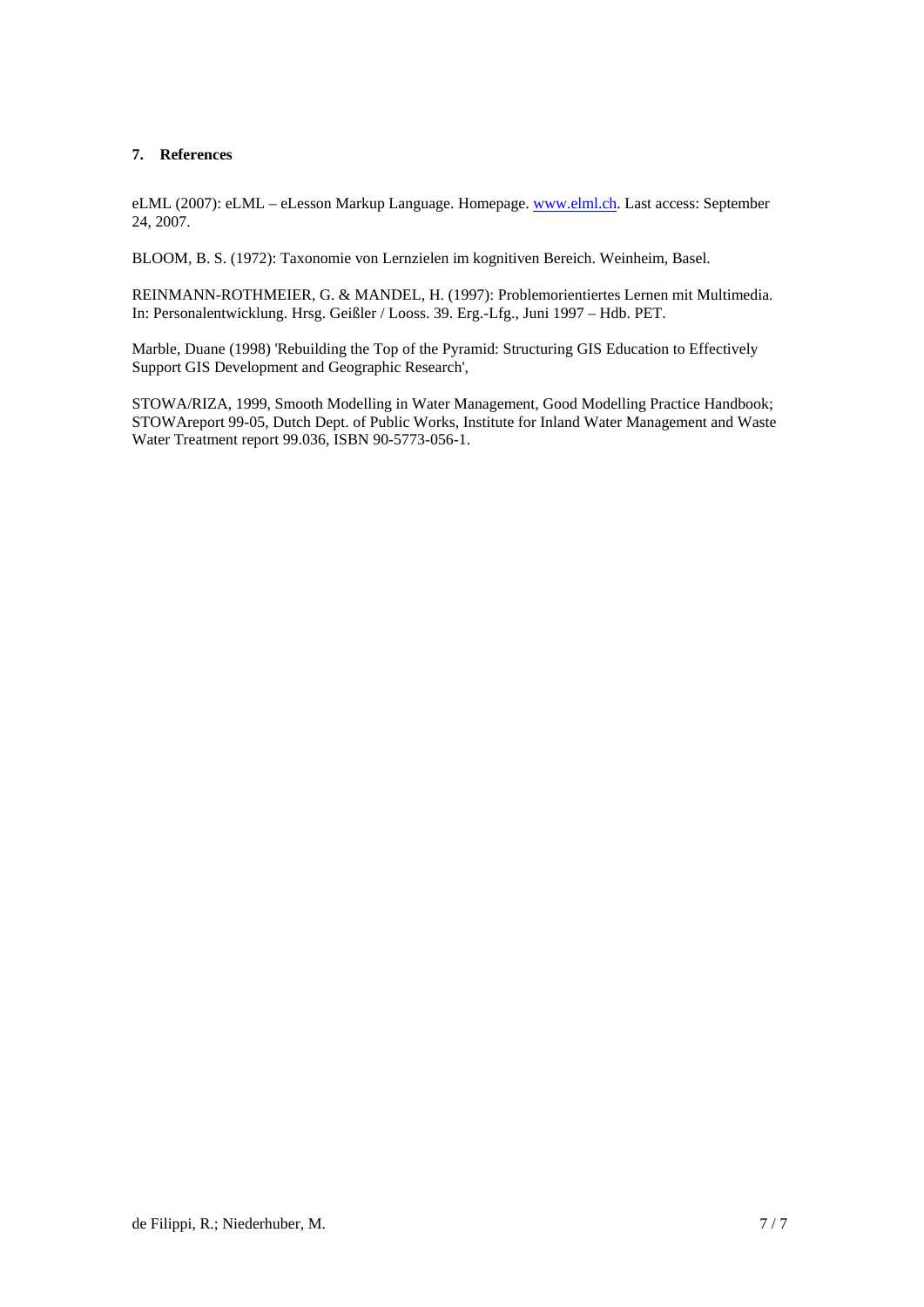## 7. References

eLML (2007): eLML – eLesson Markup Language. Homepage. www.elml.ch. Last access: September 24, 2007.

BLOOM, B. S. (1972): Taxonomie von Lernzielen im kognitiven Bereich. Weinheim, Basel.

REINMANN-ROTHMEIER, G. & MANDEL, H. (1997): Problemorientiertes Lernen mit Multimedia. In: Personalentwicklung. Hrsg. Geißler / Looss. 39. Erg.-Lfg., Juni 1997 – Hdb. PET.

Marble, Duane (1998) 'Rebuilding the Top of the Pyramid: Structuring GIS Education to Effectively Support GIS Development and Geographic Research',

STOWA/RIZA, 1999, Smooth Modelling in Water Management, Good Modelling Practice Handbook; STOWAreport 99-05, Dutch Dept. of Public Works, Institute for Inland Water Management and Waste Water Treatment report 99.036, ISBN 90-5773-056-1.